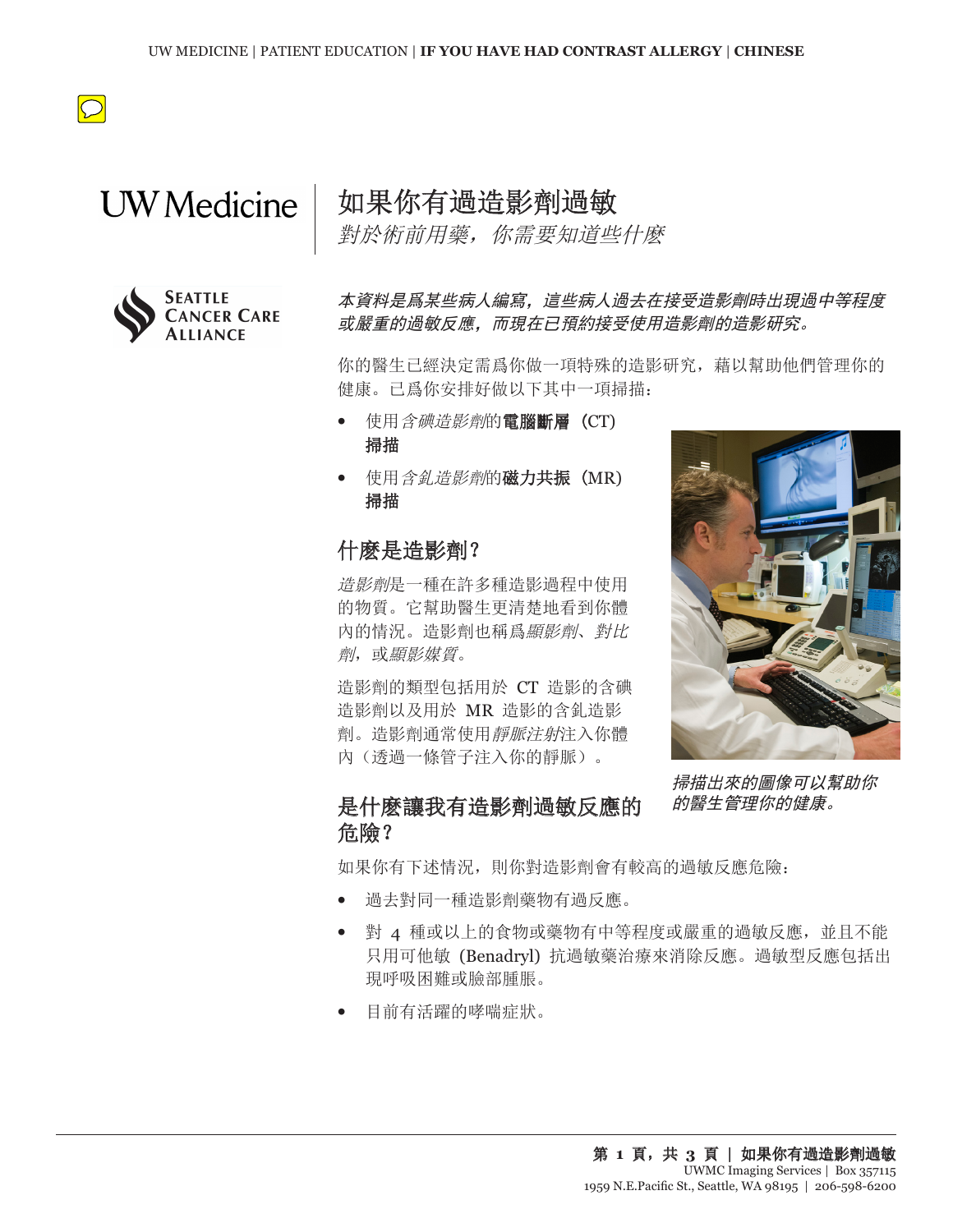# 如果你有過造影劑過敏

*對於術前用藥，你需要知道些什麼*

***本資料是爲某些病人編寫，這些病人過去在接受造影劑時出現過中等程度或嚴重的過敏反應，而現在已預約接受使用造影劑的造影研究。***

你的醫生已經決定需爲你做一項特殊的造影研究，藉以幫助他們管理你的健康。已爲你安排好做以下其中一項掃描：

- 使用*含碘造影劑*的**電腦斷層**（CT）**掃描**
- 使用*含釓造影劑*的**磁力共振**（MR）**掃描**

## 什麼是造影劑？

*造影劑*是一種在許多種造影過程中使用的物質。它幫助醫生更清楚地看到你體內的情況。造影劑也稱爲*顯影劑*、*對比劑*，或*顯影媒質*。

造影劑的類型包括用於 CT 造影的含碘造影劑以及用於 MR 造影的含釓造影劑。造影劑通常使用*靜脈注射*注入你體內（透過一條管子注入你的靜脈）。

*掃描出來的圖像可以幫助你的醫生管理你的健康。*

## 是什麼讓我有造影劑過敏反應的危險？

如果你有下述情況，則你對造影劑會有較高的過敏反應危險：

- 過去對同一種造影劑藥物有過反應。
- 對 4 種或以上的食物或藥物有中等程度或嚴重的過敏反應，並且不能只用可他敏（Benadryl）抗過敏藥治療來消除反應。過敏型反應包括出現呼吸困難或臉部腫脹。
- 目前有活躍的哮喘症狀。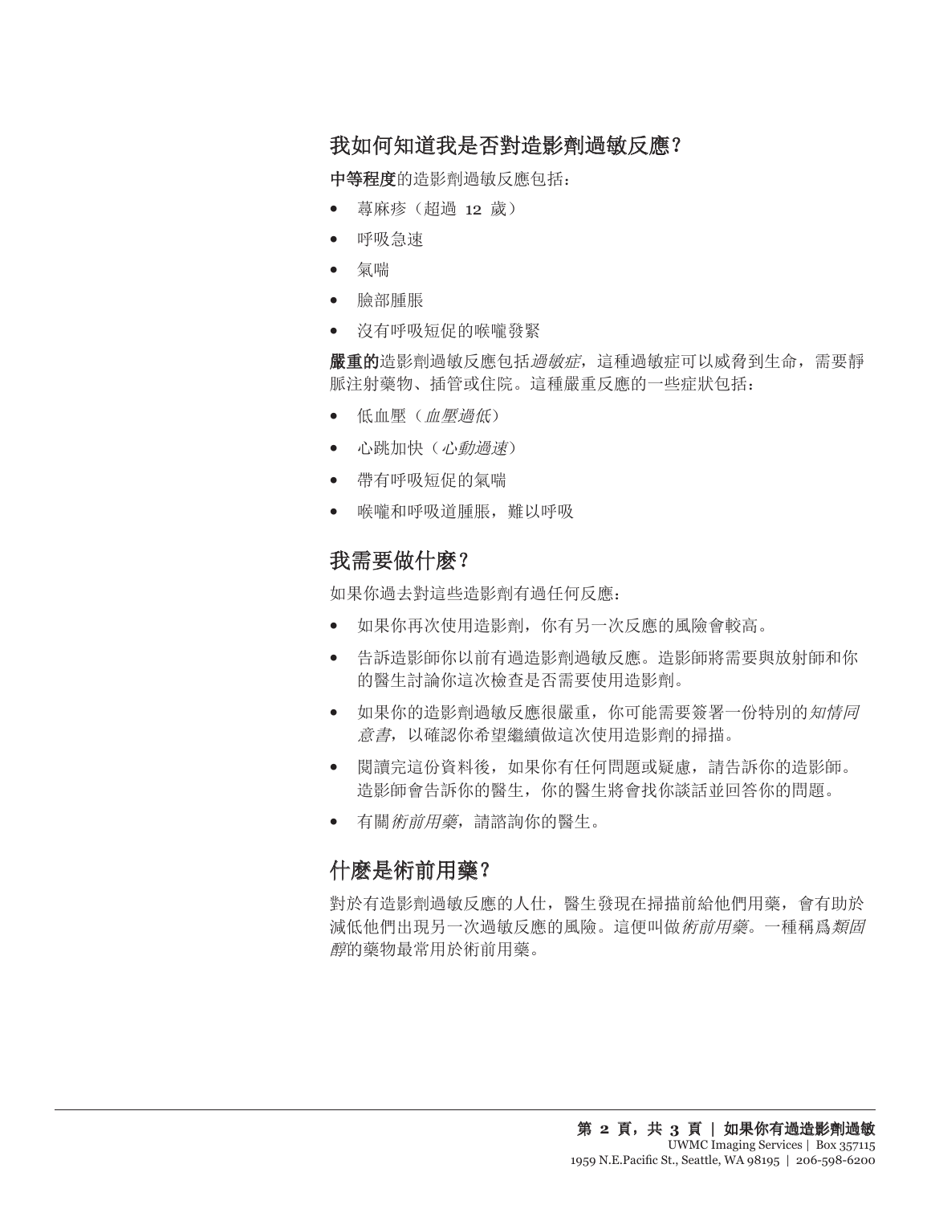## 我如何知道我是否對造影劑過敏反應?

**中等程度**的造影劑過敏反應包括:

- 蕁麻疹(超過 12 歲)
- 呼吸急速
- 氣喘
- 臉部腫脹
- 沒有呼吸短促的喉嚨發緊

**嚴重的**造影劑過敏反應包括*過敏症*,這種過敏症可以威脅到生命,需要靜脈注射藥物、插管或住院。這種嚴重反應的一些症狀包括:

- 低血壓(*血壓過低*)
- 心跳加快(*心動過速*)
- 帶有呼吸短促的氣喘
- 喉嚨和呼吸道腫脹,難以呼吸

## 我需要做什麼?

如果你過去對這些造影劑有過任何反應:

- 如果你再次使用造影劑,你有另一次反應的風險會較高。
- 告訴造影師你以前有過造影劑過敏反應。造影師將需要與放射師和你的醫生討論你這次檢查是否需要使用造影劑。
- 如果你的造影劑過敏反應很嚴重,你可能需要簽署一份特別的*知情同意書*,以確認你希望繼續做這次使用造影劑的掃描。
- 閱讀完這份資料後,如果你有任何問題或疑慮,請告訴你的造影師。造影師會告訴你的醫生,你的醫生將會找你談話並回答你的問題。
- 有關*術前用藥*,請諮詢你的醫生。

## 什麼是術前用藥?

對於有造影劑過敏反應的人仕,醫生發現在掃描前給他們用藥,會有助於減低他們出現另一次過敏反應的風險。這便叫做*術前用藥*。一種稱爲*類固醇*的藥物最常用於術前用藥。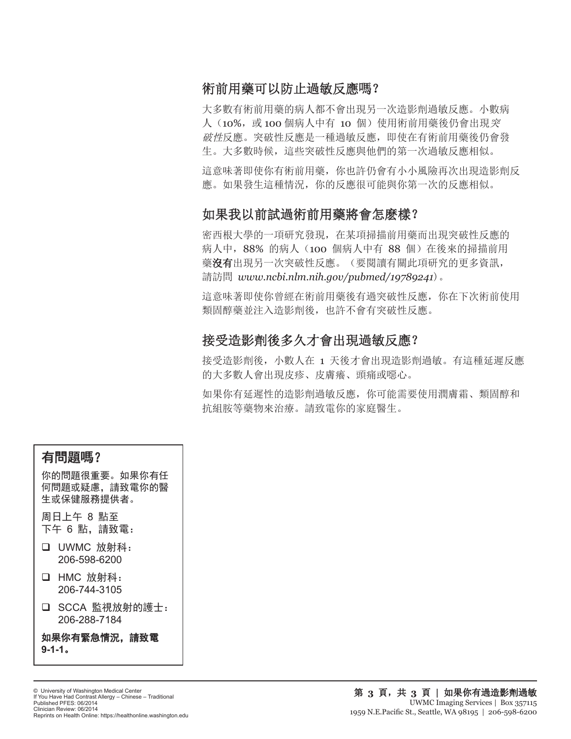## 術前用藥可以防止過敏反應嗎?

大多數有術前用藥的病人都不會出現另一次造影劑過敏反應。小數病人（10%，或 100 個病人中有 10 個）使用術前用藥後仍會出現*突破性*反應。突破性反應是一種過敏反應，即使在有術前用藥後仍會發生。大多數時候，這些突破性反應與他們的第一次過敏反應相似。

這意味著即使你有術前用藥，你也許仍會有小小風險再次出現造影劑反應。如果發生這種情況，你的反應很可能與你第一次的反應相似。

## 如果我以前試過術前用藥將會怎麼樣?

密西根大學的一項研究發現，在某項掃描前用藥而出現突破性反應的病人中，88% 的病人（100 個病人中有 88 個）在後來的掃描前用藥**沒有**出現另一次突破性反應。（要閱讀有關此項研究的更多資訊，請訪問 *www.ncbi.nlm.nih.gov/pubmed/19789241*）。

這意味著即使你曾經在術前用藥後有過突破性反應，你在下次術前使用類固醇藥並注入造影劑後，也許不會有突破性反應。

## 接受造影劑後多久才會出現過敏反應?

接受造影劑後，小數人在 1 天後才會出現造影劑過敏。有這種延遲反應的大多數人會出現皮疹、皮膚癢、頭痛或噁心。

如果你有延遲性的造影劑過敏反應，你可能需要使用潤膚霜、類固醇和抗組胺等藥物來治療。請致電你的家庭醫生。

### 有問題嗎?

你的問題很重要。如果你有任何問題或疑慮，請致電你的醫生或保健服務提供者。

周日上午 8 點至下午 6 點，請致電：

- ❑ UWMC 放射科：206-598-6200
- ❑ HMC 放射科：206-744-3105
- ❑ SCCA 監視放射的護士：206-288-7184

**如果你有緊急情況，請致電 9-1-1。**

© University of Washington Medical Center
If You Have Had Contrast Allergy – Chinese – Traditional
Published PFES: 06/2014
Clinician Review: 06/2014
Reprints on Health Online: https://healthonline.washington.edu

UWMC Imaging Services | Box 357115
1959 N.E.Pacific St., Seattle, WA 98195 | 206-598-6200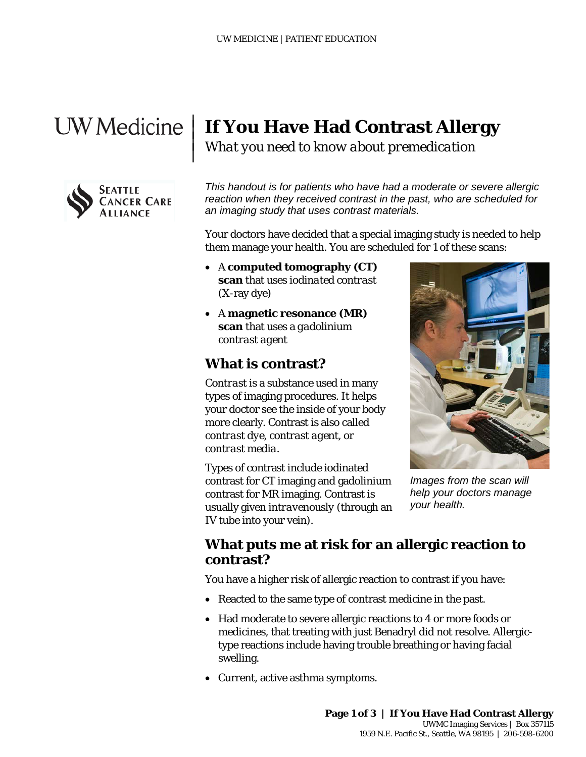# If You Have Had Contrast Allergy

*What you need to know about premedication*

*This handout is for patients who have had a moderate or severe allergic reaction when they received contrast in the past, who are scheduled for an imaging study that uses contrast materials.*

Your doctors have decided that a special imaging study is needed to help them manage your health. You are scheduled for 1 of these scans:

- A **computed tomography (CT) scan** that uses *iodinated contrast* (X-ray dye)
- A **magnetic resonance (MR) scan** that uses a *gadolinium contrast agent*

## What is contrast?

*Contrast* is a substance used in many types of imaging procedures. It helps your doctor see the inside of your body more clearly. Contrast is also called *contrast dye*, *contrast agent*, or *contrast media*.

Types of contrast include iodinated contrast for CT imaging and gadolinium contrast for MR imaging. Contrast is usually given *intravenously* (through an IV tube into your vein).

*Images from the scan will help your doctors manage your health.*

## What puts me at risk for an allergic reaction to contrast?

You have a higher risk of allergic reaction to contrast if you have:

- Reacted to the same type of contrast medicine in the past.
- Had moderate to severe allergic reactions to 4 or more foods or medicines, that treating with just Benadryl did not resolve. Allergic-type reactions include having trouble breathing or having facial swelling.
- Current, active asthma symptoms.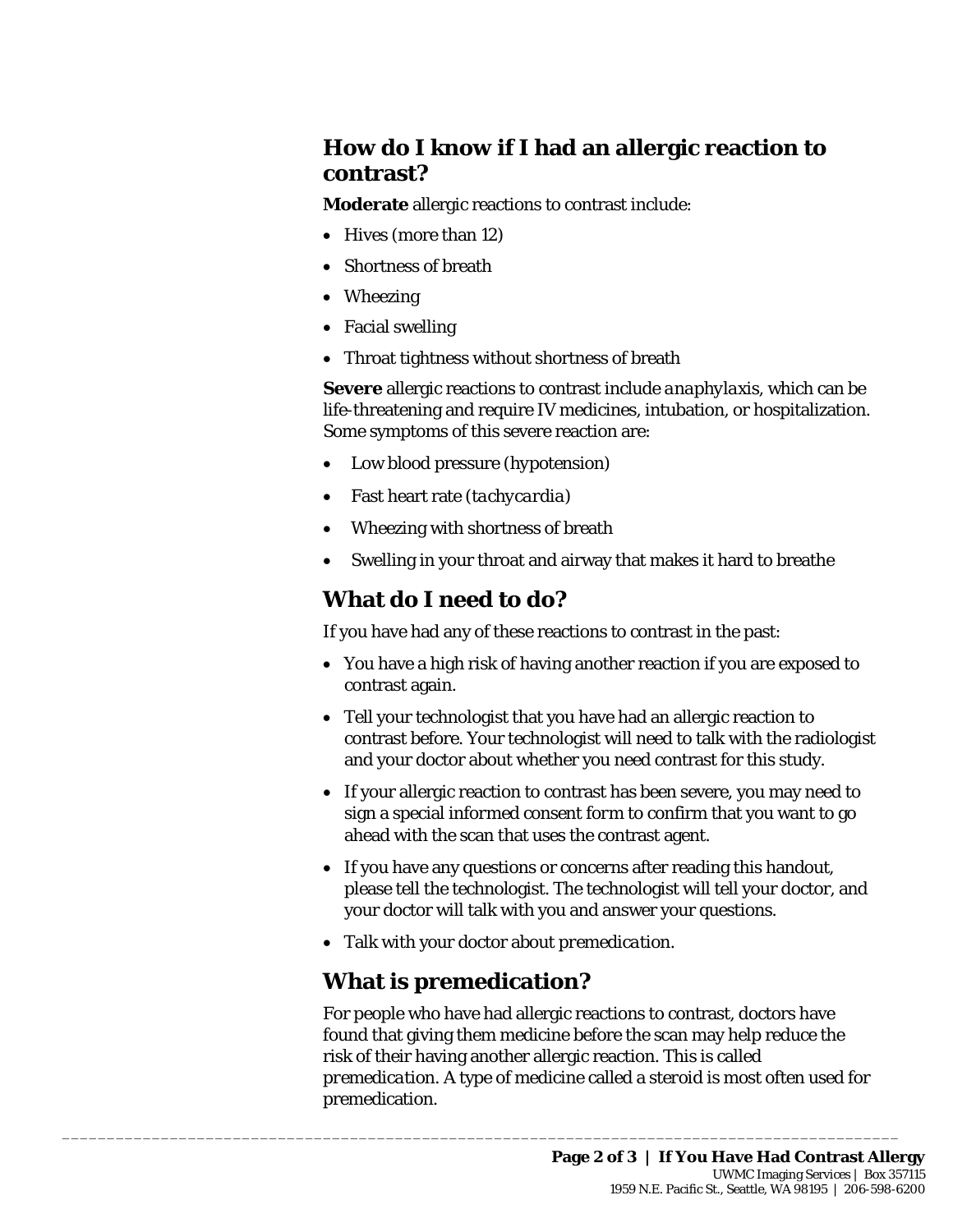## How do I know if I had an allergic reaction to contrast?

**Moderate** allergic reactions to contrast include:

- Hives (more than 12)
- Shortness of breath
- Wheezing
- Facial swelling
- Throat tightness without shortness of breath

**Severe** allergic reactions to contrast include *anaphylaxis*, which can be life-threatening and require IV medicines, intubation, or hospitalization. Some symptoms of this severe reaction are:

- Low blood pressure (hypotension)
- Fast heart rate (*tachycardia*)
- Wheezing with shortness of breath
- Swelling in your throat and airway that makes it hard to breathe

## What do I need to do?

If you have had any of these reactions to contrast in the past:

- You have a high risk of having another reaction if you are exposed to contrast again.
- Tell your technologist that you have had an allergic reaction to contrast before. Your technologist will need to talk with the radiologist and your doctor about whether you need contrast for this study.
- If your allergic reaction to contrast has been severe, you may need to sign a special informed consent form to confirm that you want to go ahead with the scan that uses the contrast agent.
- If you have any questions or concerns after reading this handout, please tell the technologist. The technologist will tell your doctor, and your doctor will talk with you and answer your questions.
- Talk with your doctor about *premedication*.

## What is premedication?

For people who have had allergic reactions to contrast, doctors have found that giving them medicine before the scan may help reduce the risk of their having another allergic reaction. This is called *premedication*. A type of medicine called a steroid is most often used for premedication.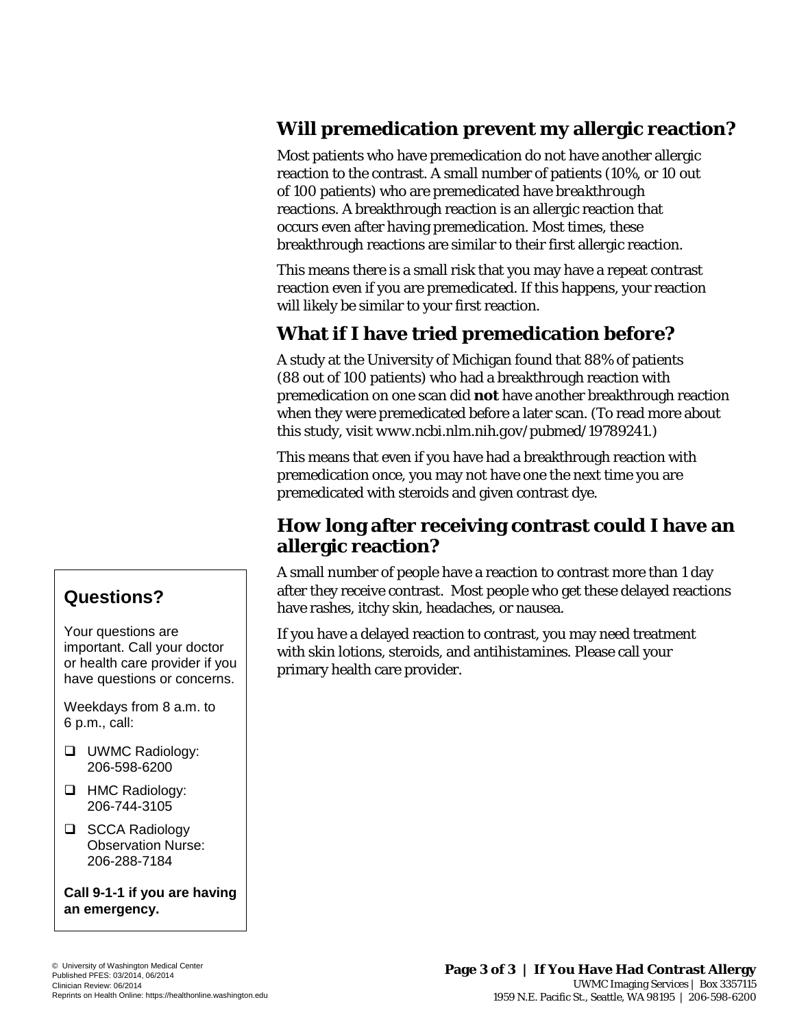## Will premedication prevent my allergic reaction?

Most patients who have premedication do not have another allergic reaction to the contrast. A small number of patients (10%, or 10 out of 100 patients) who are premedicated have *breakthrough* reactions. A breakthrough reaction is an allergic reaction that occurs even after having premedication. Most times, these breakthrough reactions are similar to their first allergic reaction.

This means there is a small risk that you may have a repeat contrast reaction even if you are premedicated. If this happens, your reaction will likely be similar to your first reaction.

## What if I have tried premedication before?

A study at the University of Michigan found that 88% of patients (88 out of 100 patients) who had a breakthrough reaction with premedication on one scan did **not** have another breakthrough reaction when they were premedicated before a later scan. (To read more about this study, visit www.ncbi.nlm.nih.gov/pubmed/19789241.)

This means that even if you have had a breakthrough reaction with premedication once, you may not have one the next time you are premedicated with steroids and given contrast dye.

## How long after receiving contrast could I have an allergic reaction?

A small number of people have a reaction to contrast more than 1 day after they receive contrast. Most people who get these delayed reactions have rashes, itchy skin, headaches, or nausea.

If you have a delayed reaction to contrast, you may need treatment with skin lotions, steroids, and antihistamines. Please call your primary health care provider.

### Questions?

Your questions are important. Call your doctor or health care provider if you have questions or concerns.

Weekdays from 8 a.m. to 6 p.m., call:

- UWMC Radiology: 206-598-6200
- HMC Radiology: 206-744-3105
- SCCA Radiology Observation Nurse: 206-288-7184

**Call 9-1-1 if you are having an emergency.**

© University of Washington Medical Center
Published PFES: 03/2014, 06/2014
Clinician Review: 06/2014
Reprints on Health Online: https://healthonline.washington.edu

UWMC Imaging Services | Box 3357115
1959 N.E. Pacific St., Seattle, WA 98195 | 206-598-6200